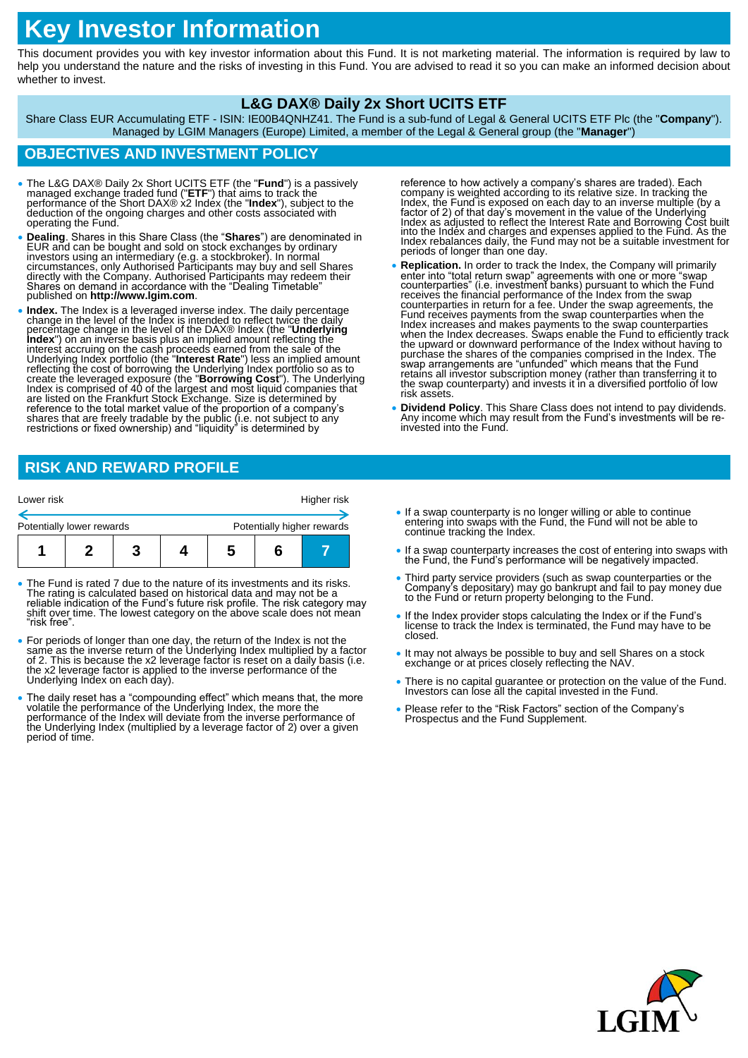# Key Investor Information

This document provides you with key investor information about this Fund. It is not marketing material. The information is required by law to help you understand the nature and the risks of investing in this Fund. You are advised to read it so you can make an informed decision about whether to invest.

## L&G DAX® Daily 2x Short UCITS ETF

Share Class EUR Accumulating ETF - ISIN: IE00B4QNHZ41. The Fund is a sub-fund of Legal & General UCITS ETF Plc (the "**Company**"). Managed by LGIM Managers (Europe) Limited, a member of the Legal & General group (the "**Manager**")

## OBJECTIVES AND INVESTMENT POLICY

- The L&G DAX® Daily 2x Short UCITS ETF (the "**Fund**") is a passively managed exchange traded fund ("**ETF**") that aims to track the performance of the Short DAX® x2 Index (the "**Index**"), subject to the deduction of the ongoing charges and other costs associated with operating the Fund.
- **Dealing**. Shares in this Share Class (the "**Shares**") are denominated in EUR and can be bought and sold on stock exchanges by ordinary investors using an intermediary (e.g. a stockbroker). In normal circumstances, only Authorised Participants may buy and sell Shares directly with the Company. Authorised Participants may redeem their Shares on demand in accordance with the "Dealing Timetable" published on **http://www.lgim.com**.
- **Index.** The Index is a leveraged inverse index. The daily percentage change in the level of the Index is intended to reflect twice the daily percentage change in the level of the DAX® Index (the "**Underlying Index**") on an inverse basis plus an implied amount reflecting the interest accruing on the cash proceeds earned from the sale of the Underlying Index portfolio (the "**Interest Rate**") less an implied amount reflecting the cost of borrowing the Underlying Index portfolio so as to create the leveraged exposure (the "**Borrowing Cost**"). The Underlying Index is comprised of 40 of the largest and most liquid companies that are listed on the Frankfurt Stock Exchange. Size is determined by reference to the total market value of the proportion of a company's shares that are freely tradable by the public (i.e. not subject to any restrictions or fixed ownership) and "liquidity" is determined by reference to how actively a company's shares are traded). Each company is weighted according to its relative size. In tracking the Index, the Fund is exposed on each day to an inverse multiple (by a factor of 2) of that day's movement in the value of the Underlying Index as adjusted to reflect the Interest Rate and Borrowing Cost built into the Index and charges and expenses applied to the Fund. As the Index rebalances daily, the Fund may not be a suitable investment for periods of longer than one day.
- **Replication.** In order to track the Index, the Company will primarily enter into "total return swap" agreements with one or more "swap counterparties" (i.e. investment banks) pursuant to which the Fund receives the financial performance of the Index from the swap counterparties in return for a fee. Under the swap agreements, the Fund receives payments from the swap counterparties when the Index increases and makes payments to the swap counterparties when the Index decreases. Swaps enable the Fund to efficiently track the upward or downward performance of the Index without having to purchase the shares of the companies comprised in the Index. The swap arrangements are "unfunded" which means that the Fund retains all investor subscription money (rather than transferring it to the swap counterparty) and invests it in a diversified portfolio of low risk assets.
- **Dividend Policy**. This Share Class does not intend to pay dividends. Any income which may result from the Fund's investments will be re-invested into the Fund.

## RISK AND REWARD PROFILE

| Lower risk | | | | | | Higher risk |
|---|---|---|---|---|---|---|
| Potentially lower rewards | | | | | | Potentially higher rewards |
| 1 | 2 | 3 | 4 | 5 | 6 | **7** |

- The Fund is rated 7 due to the nature of its investments and its risks. The rating is calculated based on historical data and may not be a reliable indication of the Fund's future risk profile. The risk category may shift over time. The lowest category on the above scale does not mean "risk free".
- For periods of longer than one day, the return of the Index is not the same as the inverse return of the Underlying Index multiplied by a factor of 2. This is because the x2 leverage factor is reset on a daily basis (i.e. the x2 leverage factor is applied to the inverse performance of the Underlying Index on each day).
- The daily reset has a "compounding effect" which means that, the more volatile the performance of the Underlying Index, the more the performance of the Index will deviate from the inverse performance of the Underlying Index (multiplied by a leverage factor of 2) over a given period of time.
- If a swap counterparty is no longer willing or able to continue entering into swaps with the Fund, the Fund will not be able to continue tracking the Index.
- If a swap counterparty increases the cost of entering into swaps with the Fund, the Fund's performance will be negatively impacted.
- Third party service providers (such as swap counterparties or the Company's depositary) may go bankrupt and fail to pay money due to the Fund or return property belonging to the Fund.
- If the Index provider stops calculating the Index or if the Fund's license to track the Index is terminated, the Fund may have to be closed.
- It may not always be possible to buy and sell Shares on a stock exchange or at prices closely reflecting the NAV.
- There is no capital guarantee or protection on the value of the Fund. Investors can lose all the capital invested in the Fund.
- Please refer to the "Risk Factors" section of the Company's Prospectus and the Fund Supplement.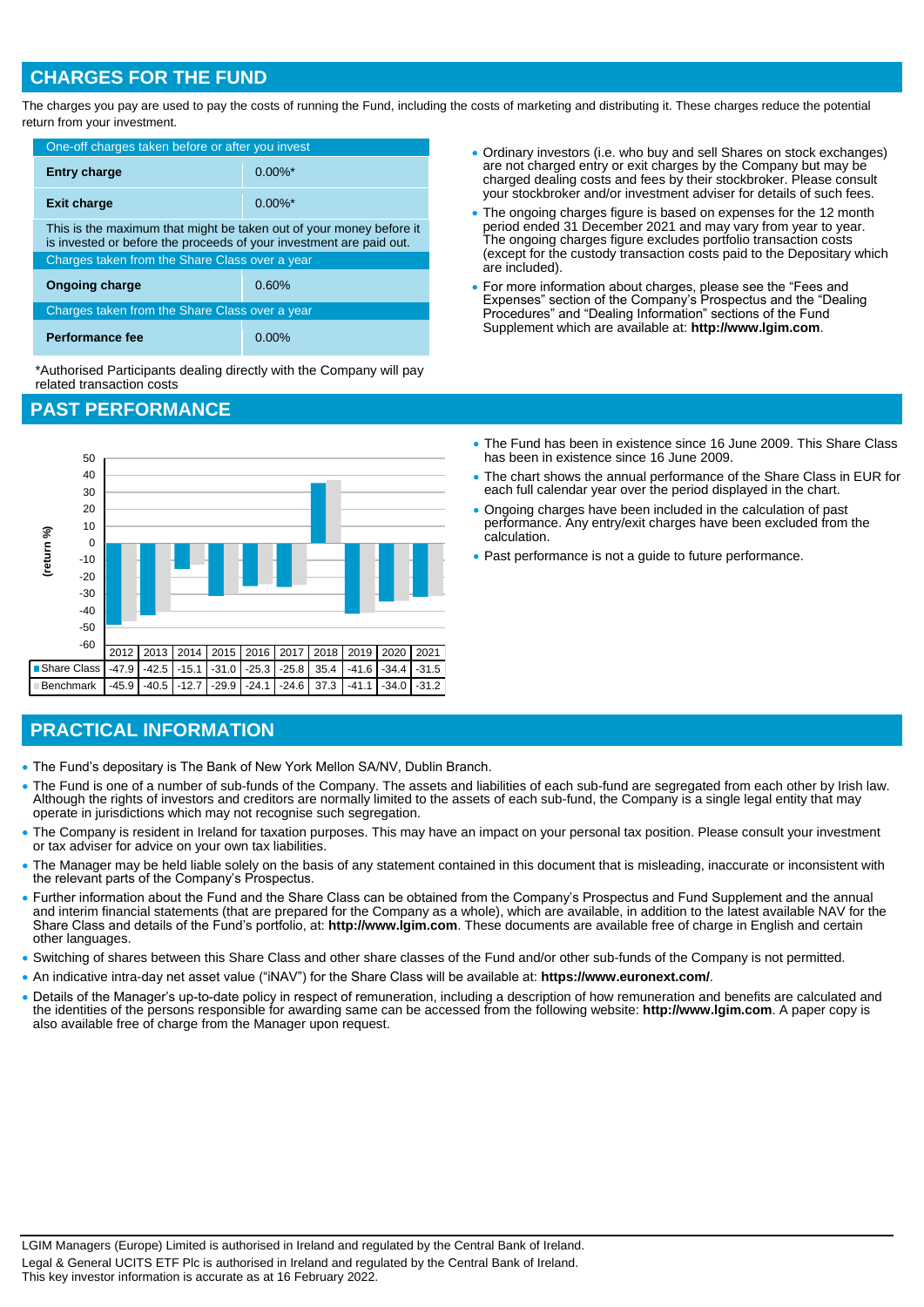## CHARGES FOR THE FUND

The charges you pay are used to pay the costs of running the Fund, including the costs of marketing and distributing it. These charges reduce the potential return from your investment.

| One-off charges taken before or after you invest | |
|---|---|
| **Entry charge** | 0.00%* |
| **Exit charge** | 0.00%* |
| This is the maximum that might be taken out of your money before it is invested or before the proceeds of your investment are paid out. | |
| Charges taken from the Share Class over a year | |
| **Ongoing charge** | 0.60% |
| Charges taken from the Share Class over a year | |
| **Performance fee** | 0.00% |

*Authorised Participants dealing directly with the Company will pay related transaction costs

- Ordinary investors (i.e. who buy and sell Shares on stock exchanges) are not charged entry or exit charges by the Company but may be charged dealing costs and fees by their stockbroker. Please consult your stockbroker and/or investment adviser for details of such fees.
- The ongoing charges figure is based on expenses for the 12 month period ended 31 December 2021 and may vary from year to year. The ongoing charges figure excludes portfolio transaction costs (except for the custody transaction costs paid to the Depositary which are included).
- For more information about charges, please see the "Fees and Expenses" section of the Company's Prospectus and the "Dealing Procedures" and "Dealing Information" sections of the Fund Supplement which are available at: **http://www.lgim.com**.

## PAST PERFORMANCE

(return %)

50
40
30
20
10
0
-10
-20
-30
-40
-50
-60

2012 2013 2014 2015 2016 2017 2018 2019 2020 2021

Share Class -47.9 -42.5 -15.1 -31.0 -25.3 -25.8 35.4 -41.6 -34.4 -31.5

Benchmark -45.9 -40.5 -12.7 -29.9 -24.1 -24.6 37.3 -41.1 -34.0 -31.2

- The Fund has been in existence since 16 June 2009. This Share Class has been in existence since 16 June 2009.
- The chart shows the annual performance of the Share Class in EUR for each full calendar year over the period displayed in the chart.
- Ongoing charges have been included in the calculation of past performance. Any entry/exit charges have been excluded from the calculation.
- Past performance is not a guide to future performance.

## PRACTICAL INFORMATION

- The Fund's depositary is The Bank of New York Mellon SA/NV, Dublin Branch.
- The Fund is one of a number of sub-funds of the Company. The assets and liabilities of each sub-fund are segregated from each other by Irish law. Although the rights of investors and creditors are normally limited to the assets of each sub-fund, the Company is a single legal entity that may operate in jurisdictions which may not recognise such segregation.
- The Company is resident in Ireland for taxation purposes. This may have an impact on your personal tax position. Please consult your investment or tax adviser for advice on your own tax liabilities.
- The Manager may be held liable solely on the basis of any statement contained in this document that is misleading, inaccurate or inconsistent with the relevant parts of the Company's Prospectus.
- Further information about the Fund and the Share Class can be obtained from the Company's Prospectus and Fund Supplement and the annual and interim financial statements (that are prepared for the Company as a whole), which are available, in addition to the latest available NAV for the Share Class and details of the Fund's portfolio, at: **http://www.lgim.com**. These documents are available free of charge in English and certain other languages.
- Switching of shares between this Share Class and other share classes of the Fund and/or other sub-funds of the Company is not permitted.
- An indicative intra-day net asset value ("iNAV") for the Share Class will be available at: **https://www.euronext.com/**.
- Details of the Manager's up-to-date policy in respect of remuneration, including a description of how remuneration and benefits are calculated and the identities of the persons responsible for awarding same can be accessed from the following website: **http://www.lgim.com**. A paper copy is also available free of charge from the Manager upon request.

LGIM Managers (Europe) Limited is authorised in Ireland and regulated by the Central Bank of Ireland.
Legal & General UCITS ETF Plc is authorised in Ireland and regulated by the Central Bank of Ireland.
This key investor information is accurate as at 16 February 2022.